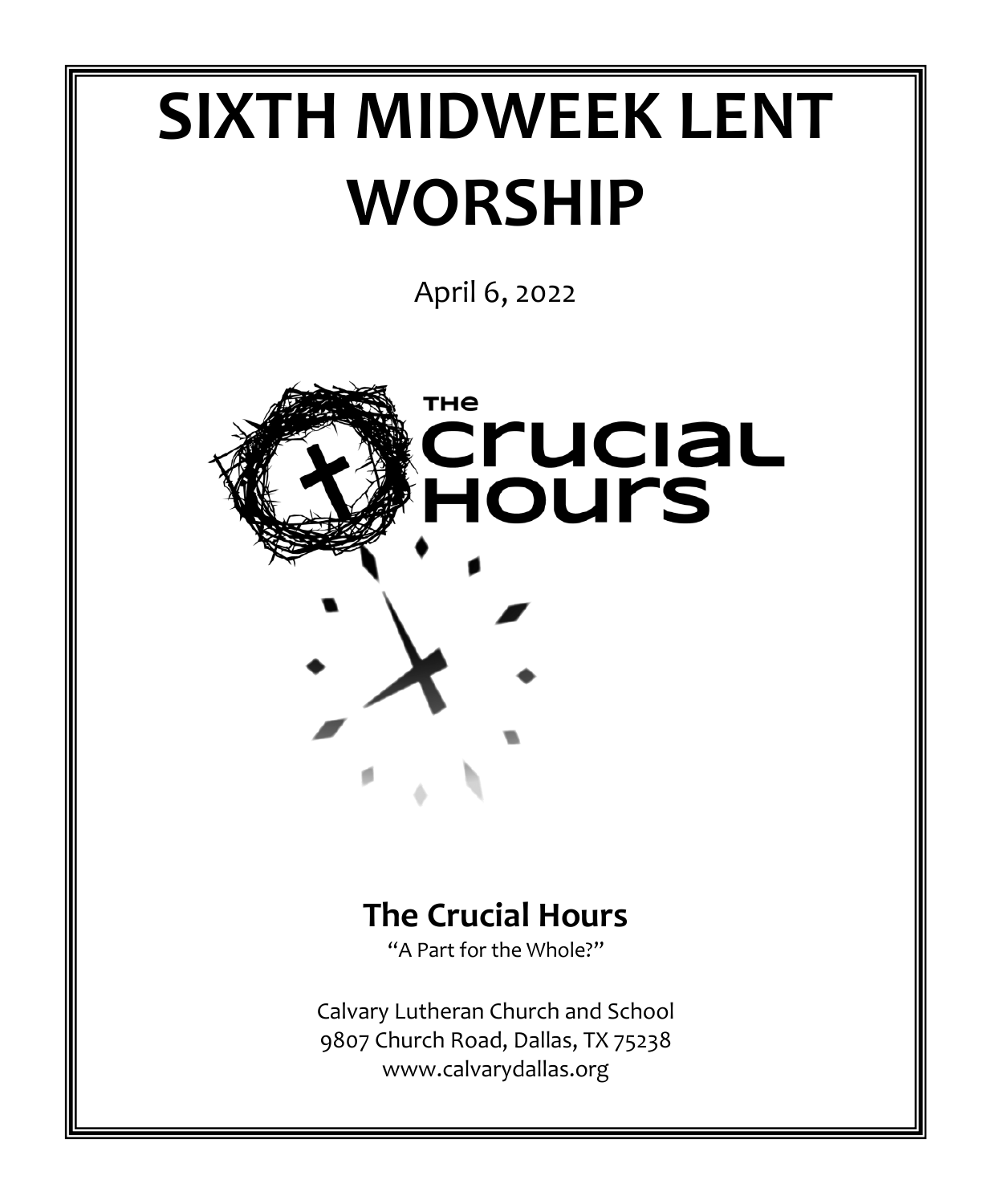# SIXTH MIDWEEK LENT WORSHIP

April 6, 2022

THE crucial Hours

## The Crucial Hours

"A Part for the Whole?"

Calvary Lutheran Church and School
9807 Church Road, Dallas, TX 75238
www.calvarydallas.org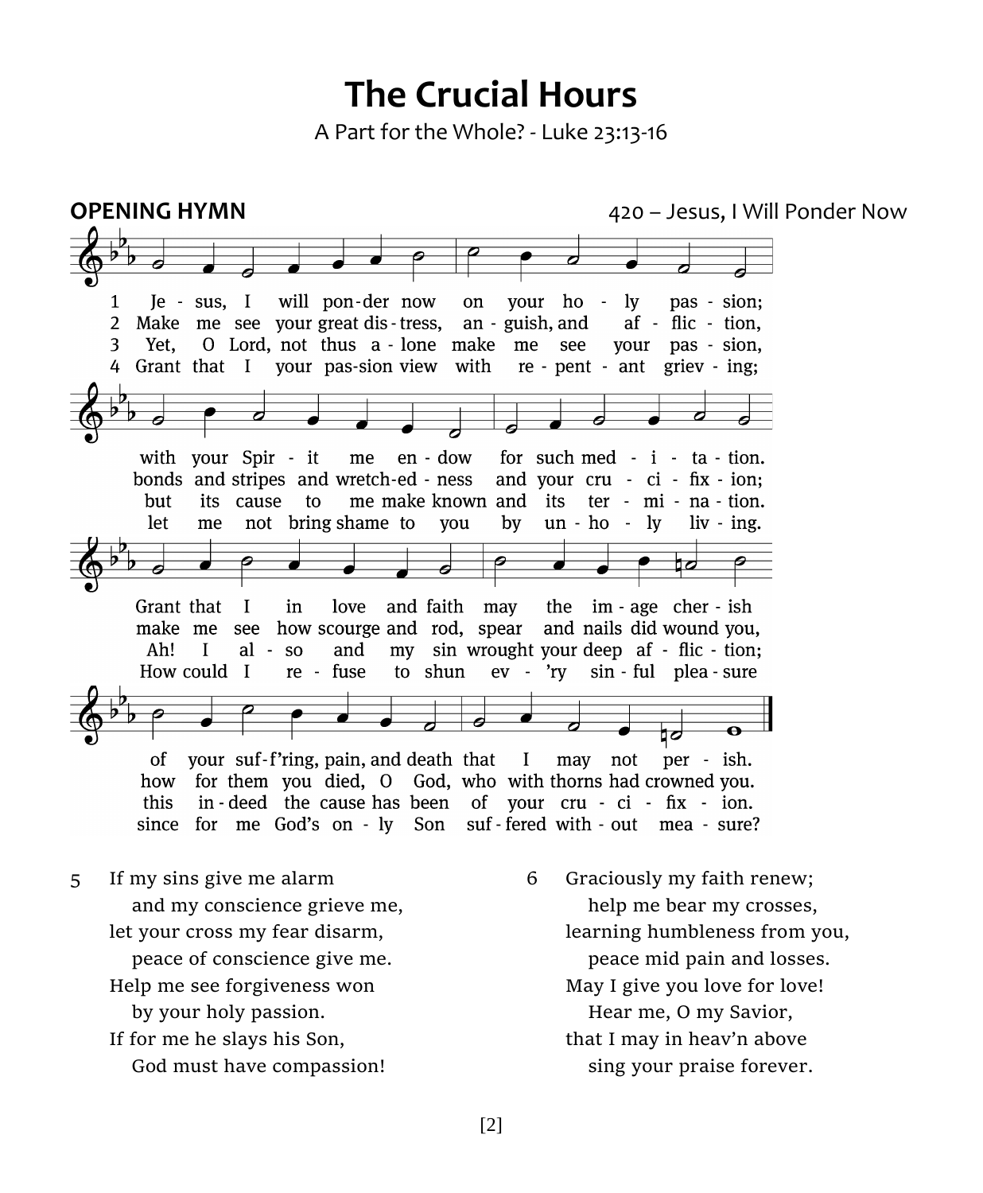# The Crucial Hours

A Part for the Whole? - Luke 23:13-16

**OPENING HYMN** 420 – Jesus, I Will Ponder Now

1 Jesus, I will ponder now on your holy passion; with your Spirit me endow for such meditation. Grant that I in love and faith may the image cherish of your suff'ring, pain, and death that I may not perish.

2 Make me see your great distress, anguish, and affliction, bonds and stripes and wretchedness and your crucifixion; make me see how scourge and rod, spear and nails did wound you, how for them you died, O God, who with thorns had crowned you.

3 Yet, O Lord, not thus alone make me see your passion, but its cause to me make known and its termination. Ah! I also and my sin wrought your deep affliction; this indeed the cause has been of your crucifixion.

4 Grant that I your passion view with repentant grieving; let me not bring shame to you by unholy living. How could I refuse to shun ev'ry sinful pleasure since for me God's only Son suffered without measure?

5 If my sins give me alarm
and my conscience grieve me,
let your cross my fear disarm,
peace of conscience give me.
Help me see forgiveness won
by your holy passion.
If for me he slays his Son,
God must have compassion!

6 Graciously my faith renew;
help me bear my crosses,
learning humbleness from you,
peace mid pain and losses.
May I give you love for love!
Hear me, O my Savior,
that I may in heav'n above
sing your praise forever.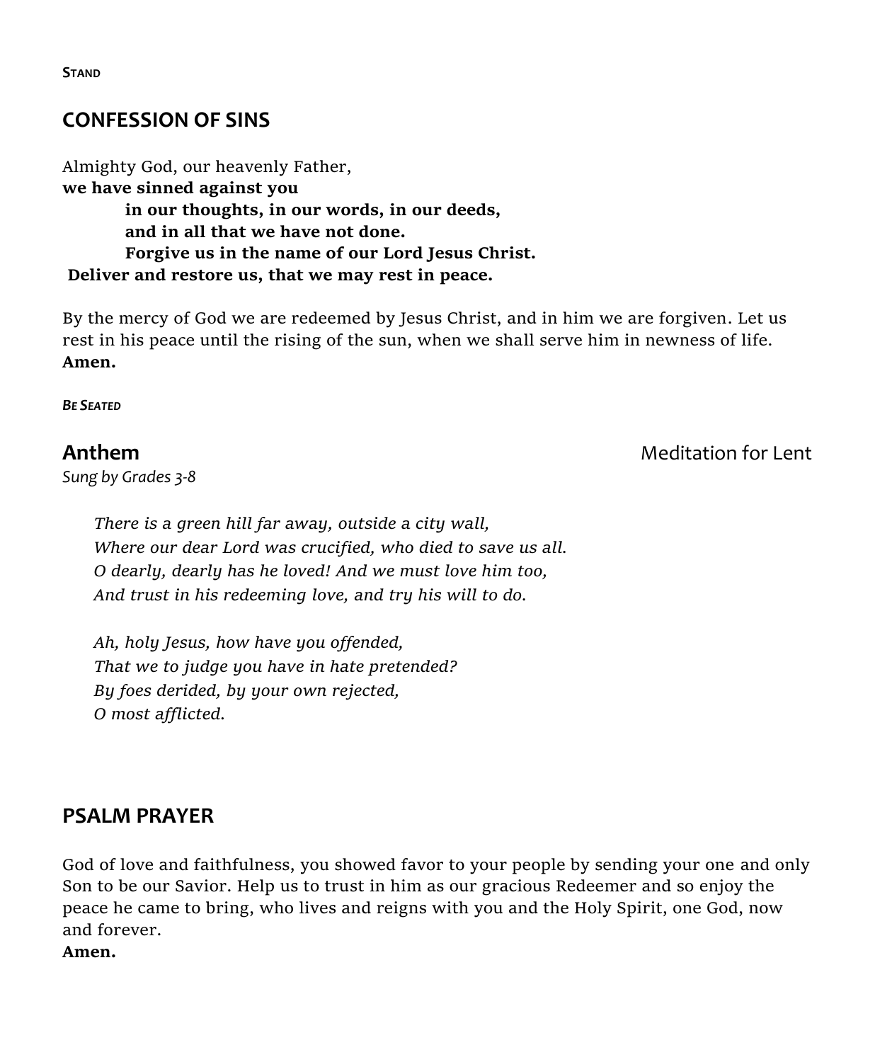**Stand**

## CONFESSION OF SINS

Almighty God, our heavenly Father,
**we have sinned against you**
**in our thoughts, in our words, in our deeds,**
**and in all that we have not done.**
**Forgive us in the name of our Lord Jesus Christ.**
**Deliver and restore us, that we may rest in peace.**

By the mercy of God we are redeemed by Jesus Christ, and in him we are forgiven. Let us rest in his peace until the rising of the sun, when we shall serve him in newness of life.
**Amen.**

***Be Seated***

## Anthem — Meditation for Lent

*Sung by Grades 3-8*

*There is a green hill far away, outside a city wall,*
*Where our dear Lord was crucified, who died to save us all.*
*O dearly, dearly has he loved! And we must love him too,*
*And trust in his redeeming love, and try his will to do.*

*Ah, holy Jesus, how have you offended,*
*That we to judge you have in hate pretended?*
*By foes derided, by your own rejected,*
*O most afflicted.*

## PSALM PRAYER

God of love and faithfulness, you showed favor to your people by sending your one and only Son to be our Savior. Help us to trust in him as our gracious Redeemer and so enjoy the peace he came to bring, who lives and reigns with you and the Holy Spirit, one God, now and forever.
**Amen.**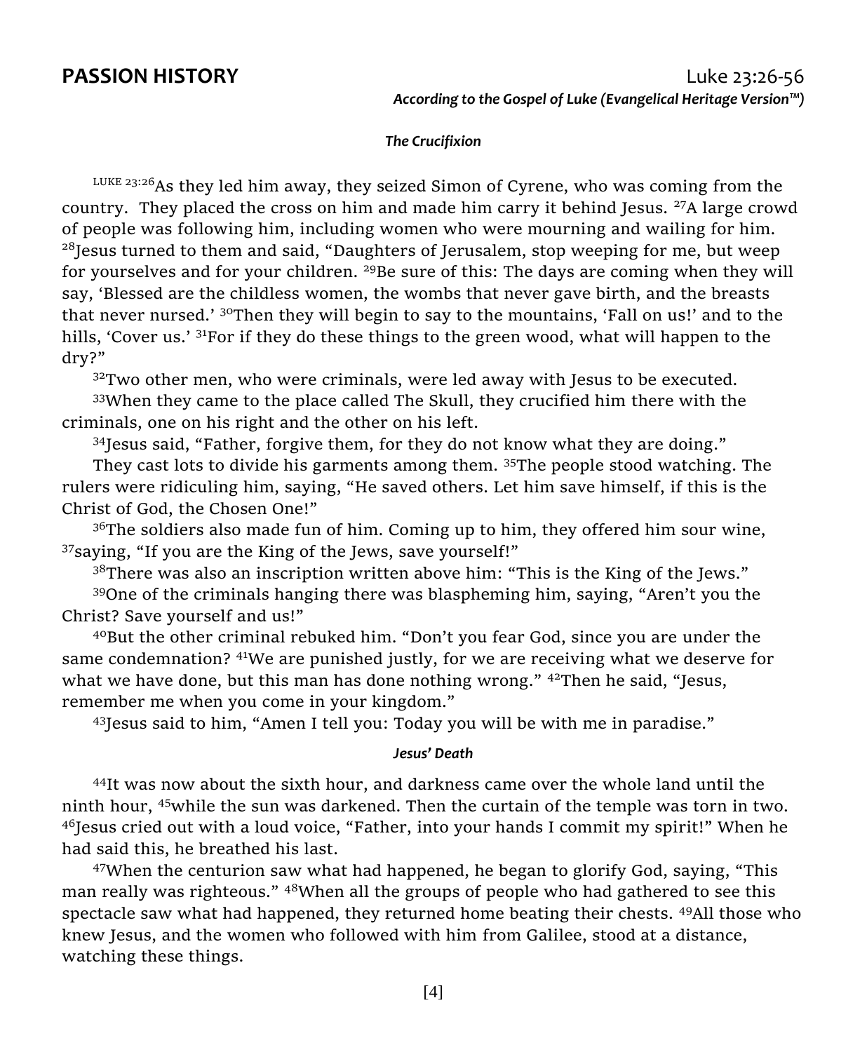## PASSION HISTORY

Luke 23:26-56

***According to the Gospel of Luke (Evangelical Heritage Version™)***

***The Crucifixion***

LUKE 23:26 As they led him away, they seized Simon of Cyrene, who was coming from the country. They placed the cross on him and made him carry it behind Jesus. 27 A large crowd of people was following him, including women who were mourning and wailing for him. 28 Jesus turned to them and said, "Daughters of Jerusalem, stop weeping for me, but weep for yourselves and for your children. 29 Be sure of this: The days are coming when they will say, 'Blessed are the childless women, the wombs that never gave birth, and the breasts that never nursed.' 30 Then they will begin to say to the mountains, 'Fall on us!' and to the hills, 'Cover us.' 31 For if they do these things to the green wood, what will happen to the dry?"

32 Two other men, who were criminals, were led away with Jesus to be executed.

33 When they came to the place called The Skull, they crucified him there with the criminals, one on his right and the other on his left.

34 Jesus said, "Father, forgive them, for they do not know what they are doing."

They cast lots to divide his garments among them. 35 The people stood watching. The rulers were ridiculing him, saying, "He saved others. Let him save himself, if this is the Christ of God, the Chosen One!"

36 The soldiers also made fun of him. Coming up to him, they offered him sour wine, 37 saying, "If you are the King of the Jews, save yourself!"

38 There was also an inscription written above him: "This is the King of the Jews."

39 One of the criminals hanging there was blaspheming him, saying, "Aren't you the Christ? Save yourself and us!"

40 But the other criminal rebuked him. "Don't you fear God, since you are under the same condemnation? 41 We are punished justly, for we are receiving what we deserve for what we have done, but this man has done nothing wrong." 42 Then he said, "Jesus, remember me when you come in your kingdom."

43 Jesus said to him, "Amen I tell you: Today you will be with me in paradise."

***Jesus' Death***

44 It was now about the sixth hour, and darkness came over the whole land until the ninth hour, 45 while the sun was darkened. Then the curtain of the temple was torn in two. 46 Jesus cried out with a loud voice, "Father, into your hands I commit my spirit!" When he had said this, he breathed his last.

47 When the centurion saw what had happened, he began to glorify God, saying, "This man really was righteous." 48 When all the groups of people who had gathered to see this spectacle saw what had happened, they returned home beating their chests. 49 All those who knew Jesus, and the women who followed with him from Galilee, stood at a distance, watching these things.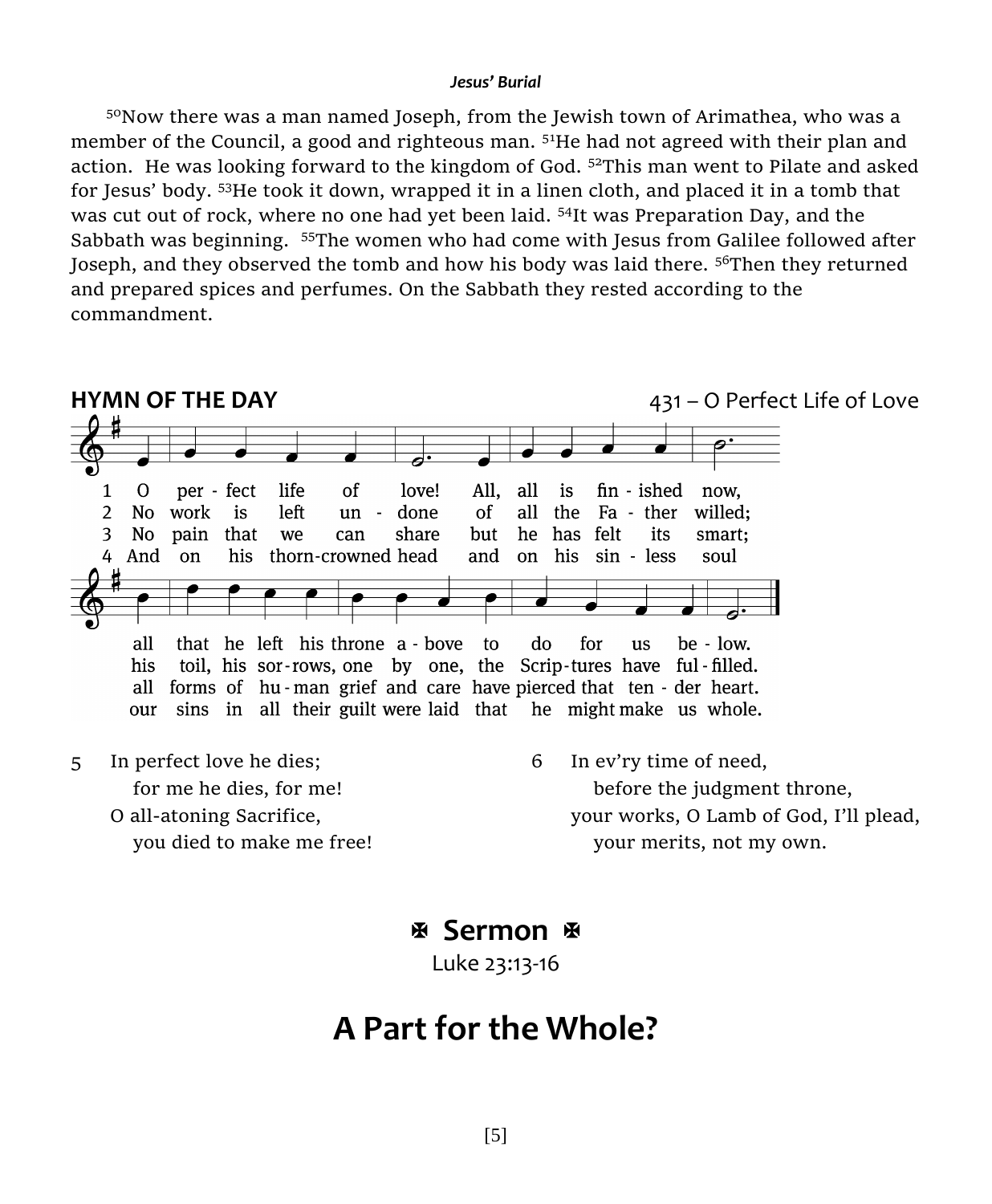*Jesus' Burial*

[50]Now there was a man named Joseph, from the Jewish town of Arimathea, who was a member of the Council, a good and righteous man. [51]He had not agreed with their plan and action. He was looking forward to the kingdom of God. [52]This man went to Pilate and asked for Jesus' body. [53]He took it down, wrapped it in a linen cloth, and placed it in a tomb that was cut out of rock, where no one had yet been laid. [54]It was Preparation Day, and the Sabbath was beginning. [55]The women who had come with Jesus from Galilee followed after Joseph, and they observed the tomb and how his body was laid there. [56]Then they returned and prepared spices and perfumes. On the Sabbath they rested according to the commandment.

## HYMN OF THE DAY

431 – O Perfect Life of Love

1 O perfect life of love! All, all is finished now,
all that he left his throne above to do for us below.

2 No work is left undone of all the Father willed;
his toil, his sorrows, one by one, the Scriptures have fulfilled.

3 No pain that we can share but he has felt its smart;
all forms of human grief and care have pierced that tender heart.

4 And on his thorn-crowned head and on his sinless soul
our sins in all their guilt were laid that he might make us whole.

5 In perfect love he dies;
for me he dies, for me!
O all-atoning Sacrifice,
you died to make me free!

6 In ev'ry time of need,
before the judgment throne,
your works, O Lamb of God, I'll plead,
your merits, not my own.

## ✠ Sermon ✠

Luke 23:13-16

# A Part for the Whole?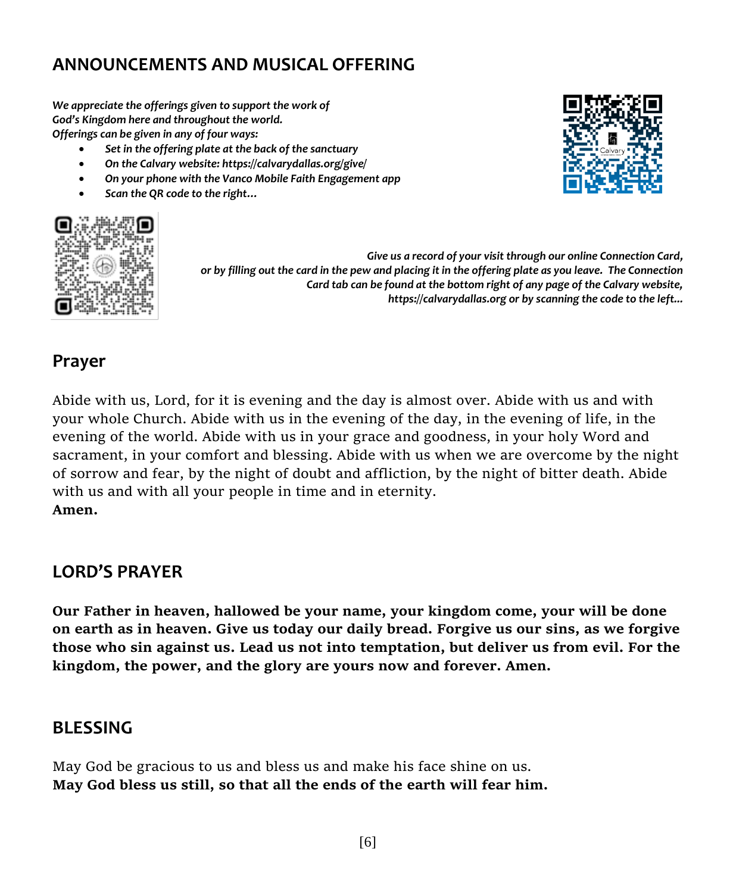## ANNOUNCEMENTS AND MUSICAL OFFERING

*We appreciate the offerings given to support the work of God's Kingdom here and throughout the world.*
*Offerings can be given in any of four ways:*

- *Set in the offering plate at the back of the sanctuary*
- *On the Calvary website: https://calvarydallas.org/give/*
- *On your phone with the Vanco Mobile Faith Engagement app*
- *Scan the QR code to the right…*

*Give us a record of your visit through our online Connection Card, or by filling out the card in the pew and placing it in the offering plate as you leave. The Connection Card tab can be found at the bottom right of any page of the Calvary website, https://calvarydallas.org or by scanning the code to the left…*

## Prayer

Abide with us, Lord, for it is evening and the day is almost over. Abide with us and with your whole Church. Abide with us in the evening of the day, in the evening of life, in the evening of the world. Abide with us in your grace and goodness, in your holy Word and sacrament, in your comfort and blessing. Abide with us when we are overcome by the night of sorrow and fear, by the night of doubt and affliction, by the night of bitter death. Abide with us and with all your people in time and in eternity.
**Amen.**

## LORD'S PRAYER

**Our Father in heaven, hallowed be your name, your kingdom come, your will be done on earth as in heaven. Give us today our daily bread. Forgive us our sins, as we forgive those who sin against us. Lead us not into temptation, but deliver us from evil. For the kingdom, the power, and the glory are yours now and forever. Amen.**

## BLESSING

May God be gracious to us and bless us and make his face shine on us.
**May God bless us still, so that all the ends of the earth will fear him.**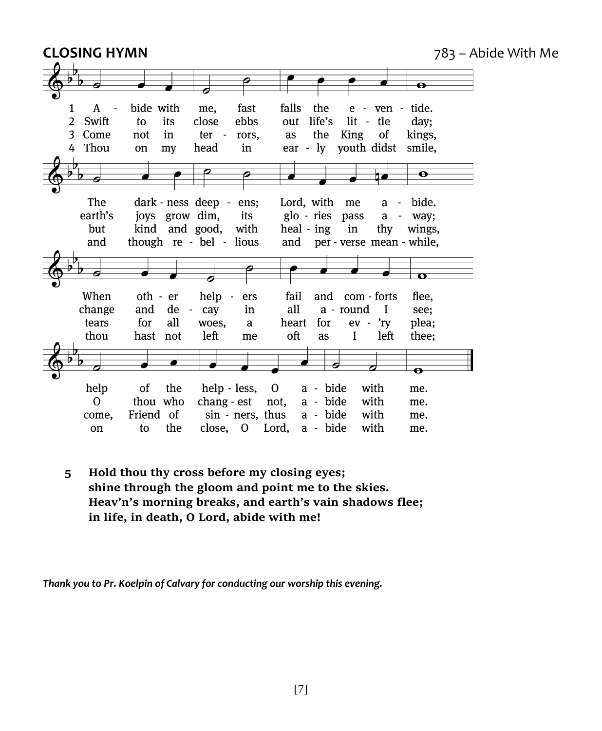## CLOSING HYMN

783 – Abide With Me

1 A - bide with me, fast falls the e - ven - tide.
2 Swift to its close ebbs out life's lit - tle day;
3 Come not in ter - rors, as the King of kings,
4 Thou on my head in ear - ly youth didst smile,

The dark - ness deep - ens; Lord, with me a - bide.
earth's joys grow dim, its glo - ries pass a - way;
but kind and good, with heal - ing in thy wings,
and though re - bel - lious and per - verse mean - while,

When oth - er help - ers fail and com - forts flee,
change and de - cay in all a - round I see;
tears for all woes, a heart for ev - 'ry plea;
thou hast not left me oft as I left thee;

help of the help - less, O a - bide with me.
O thou who chang - est not, a - bide with me.
come, Friend of sin - ners, thus a - bide with me.
on to the close, O Lord, a - bide with me.

5 **Hold thou thy cross before my closing eyes;**
**shine through the gloom and point me to the skies.**
**Heav'n's morning breaks, and earth's vain shadows flee;**
**in life, in death, O Lord, abide with me!**

***Thank you to Pr. Koelpin of Calvary for conducting our worship this evening.***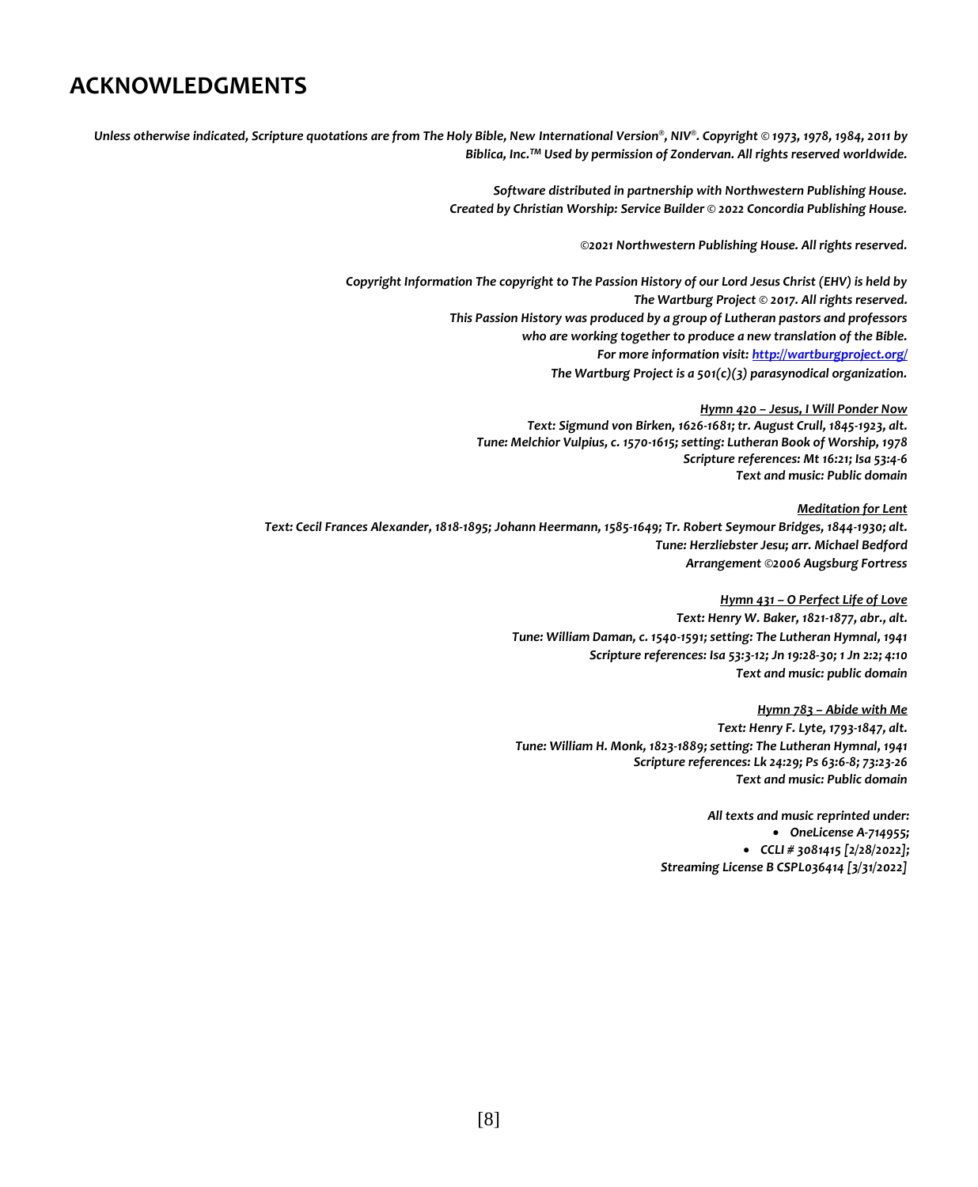# ACKNOWLEDGMENTS

*Unless otherwise indicated, Scripture quotations are from The Holy Bible, New International Version®, NIV®. Copyright © 1973, 1978, 1984, 2011 by Biblica, Inc.™ Used by permission of Zondervan. All rights reserved worldwide.*

*Software distributed in partnership with Northwestern Publishing House.*
*Created by Christian Worship: Service Builder © 2022 Concordia Publishing House.*

*©2021 Northwestern Publishing House. All rights reserved.*

*Copyright Information The copyright to The Passion History of our Lord Jesus Christ (EHV) is held by The Wartburg Project © 2017. All rights reserved.*
*This Passion History was produced by a group of Lutheran pastors and professors who are working together to produce a new translation of the Bible.*
*For more information visit: [http://wartburgproject.org/](http://wartburgproject.org/)*
*The Wartburg Project is a 501(c)(3) parasynodical organization.*

***Hymn 420 – Jesus, I Will Ponder Now***
*Text: Sigmund von Birken, 1626-1681; tr. August Crull, 1845-1923, alt.*
*Tune: Melchior Vulpius, c. 1570-1615; setting: Lutheran Book of Worship, 1978*
*Scripture references: Mt 16:21; Isa 53:4-6*
*Text and music: Public domain*

***Meditation for Lent***
*Text: Cecil Frances Alexander, 1818-1895; Johann Heermann, 1585-1649; Tr. Robert Seymour Bridges, 1844-1930; alt.*
*Tune: Herzliebster Jesu; arr. Michael Bedford*
*Arrangement ©2006 Augsburg Fortress*

***Hymn 431 – O Perfect Life of Love***
*Text: Henry W. Baker, 1821-1877, abr., alt.*
*Tune: William Daman, c. 1540-1591; setting: The Lutheran Hymnal, 1941*
*Scripture references: Isa 53:3-12; Jn 19:28-30; 1 Jn 2:2; 4:10*
*Text and music: public domain*

***Hymn 783 – Abide with Me***
*Text: Henry F. Lyte, 1793-1847, alt.*
*Tune: William H. Monk, 1823-1889; setting: The Lutheran Hymnal, 1941*
*Scripture references: Lk 24:29; Ps 63:6-8; 73:23-26*
*Text and music: Public domain*

*All texts and music reprinted under:*

- *OneLicense A-714955;*
- *CCLI # 3081415 [2/28/2022];*

*Streaming License B CSPL036414 [3/31/2022]*